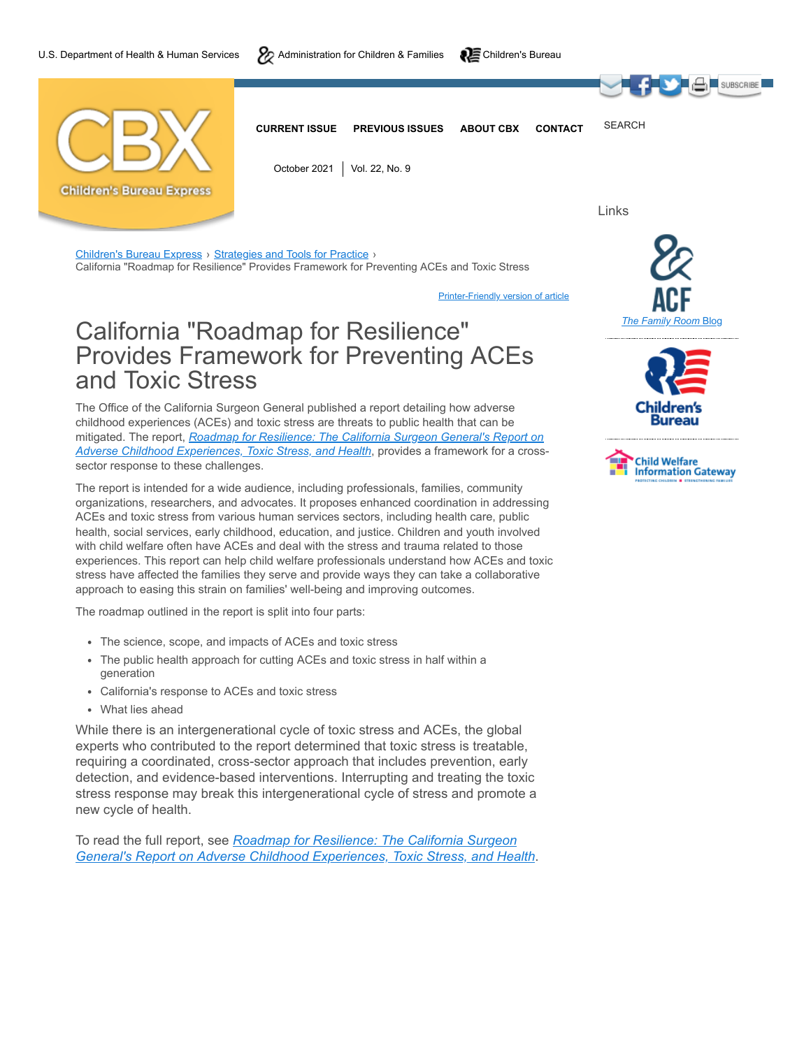U.S. Department of Health & Human Services | Administration for Children & Families | Children's Bureau

CURRENT ISSUE | PREVIOUS ISSUES | ABOUT CBX | CONTACT | SEARCH

October 2021 | Vol. 22, No. 9

Children's Bureau Express › Strategies and Tools for Practice › California "Roadmap for Resilience" Provides Framework for Preventing ACEs and Toxic Stress

Printer-Friendly version of article

# California "Roadmap for Resilience" Provides Framework for Preventing ACEs and Toxic Stress

The Office of the California Surgeon General published a report detailing how adverse childhood experiences (ACEs) and toxic stress are threats to public health that can be mitigated. The report, *Roadmap for Resilience: The California Surgeon General's Report on Adverse Childhood Experiences, Toxic Stress, and Health*, provides a framework for a cross-sector response to these challenges.

The report is intended for a wide audience, including professionals, families, community organizations, researchers, and advocates. It proposes enhanced coordination in addressing ACEs and toxic stress from various human services sectors, including health care, public health, social services, early childhood, education, and justice. Children and youth involved with child welfare often have ACEs and deal with the stress and trauma related to those experiences. This report can help child welfare professionals understand how ACEs and toxic stress have affected the families they serve and provide ways they can take a collaborative approach to easing this strain on families' well-being and improving outcomes.

The roadmap outlined in the report is split into four parts:

- The science, scope, and impacts of ACEs and toxic stress
- The public health approach for cutting ACEs and toxic stress in half within a generation
- California's response to ACEs and toxic stress
- What lies ahead

While there is an intergenerational cycle of toxic stress and ACEs, the global experts who contributed to the report determined that toxic stress is treatable, requiring a coordinated, cross-sector approach that includes prevention, early detection, and evidence-based interventions. Interrupting and treating the toxic stress response may break this intergenerational cycle of stress and promote a new cycle of health.

To read the full report, see *Roadmap for Resilience: The California Surgeon General's Report on Adverse Childhood Experiences, Toxic Stress, and Health*.

Links

*The Family Room* Blog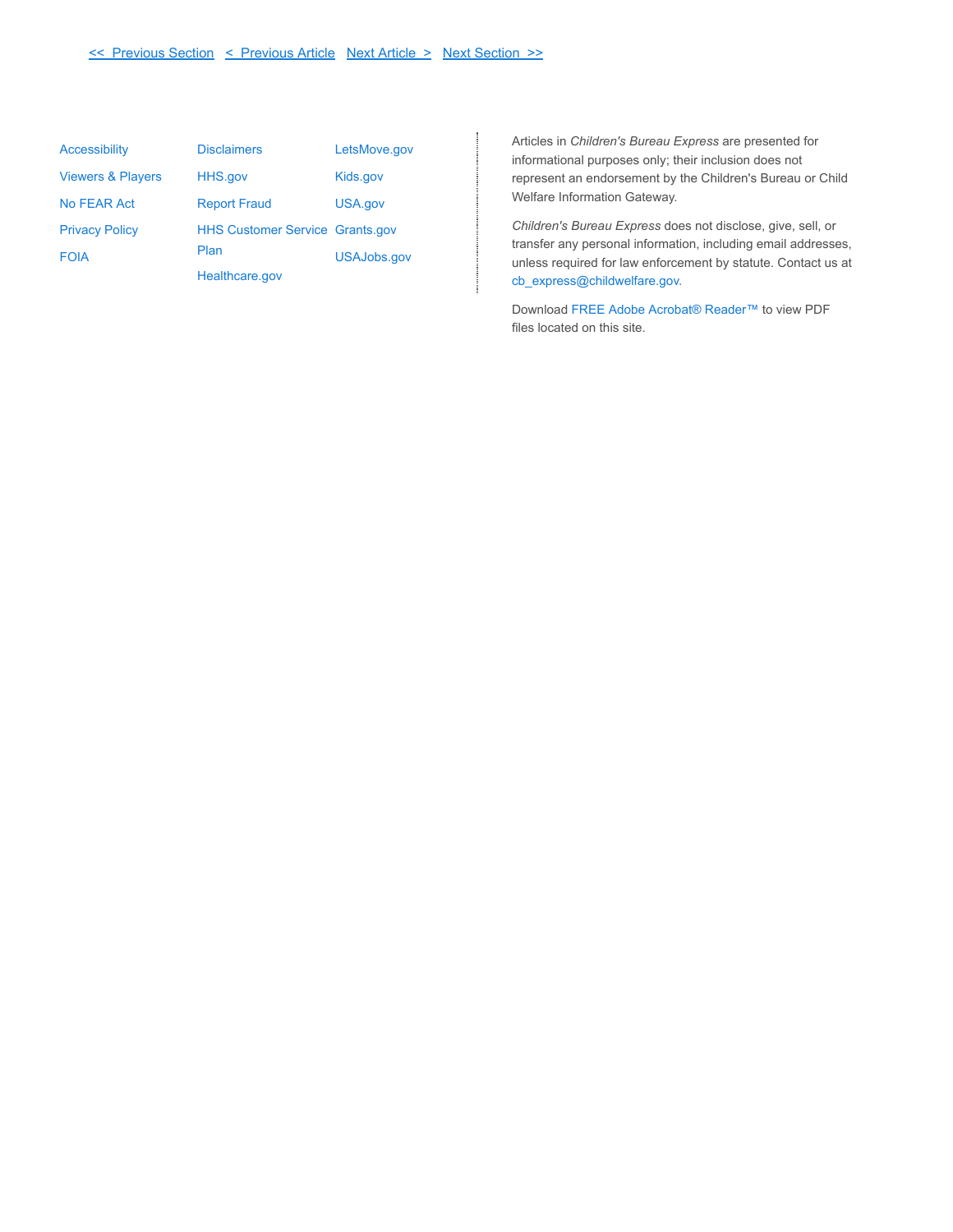<< Previous Section   < Previous Article   Next Article >   Next Section >>

Accessibility
Viewers & Players
No FEAR Act
Privacy Policy
FOIA

Disclaimers
HHS.gov
Report Fraud
HHS Customer Service Plan
Healthcare.gov

LetsMove.gov
Kids.gov
USA.gov
Grants.gov
USAJobs.gov

Articles in *Children's Bureau Express* are presented for informational purposes only; their inclusion does not represent an endorsement by the Children's Bureau or Child Welfare Information Gateway.

*Children's Bureau Express* does not disclose, give, sell, or transfer any personal information, including email addresses, unless required for law enforcement by statute. Contact us at cb_express@childwelfare.gov.

Download FREE Adobe Acrobat® Reader™ to view PDF files located on this site.